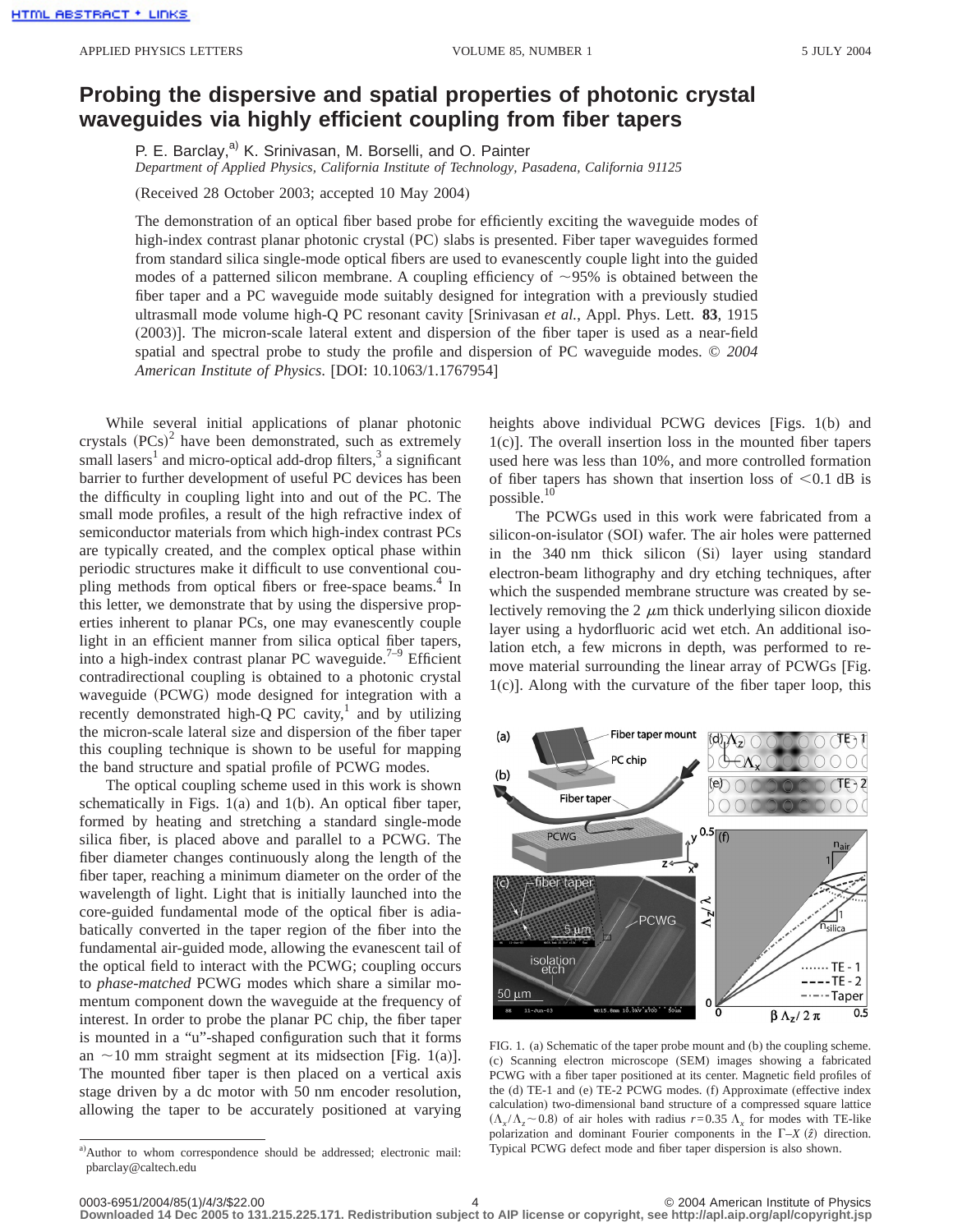# Probing the dispersive and spatial properties of photonic crystal waveguides via highly efficient coupling from fiber tapers

P. E. Barclay,[a] K. Srinivasan, M. Borselli, and O. Painter

*Department of Applied Physics, California Institute of Technology, Pasadena, California 91125*

(Received 28 October 2003; accepted 10 May 2004)

The demonstration of an optical fiber based probe for efficiently exciting the waveguide modes of high-index contrast planar photonic crystal (PC) slabs is presented. Fiber taper waveguides formed from standard silica single-mode optical fibers are used to evanescently couple light into the guided modes of a patterned silicon membrane. A coupling efficiency of ~95% is obtained between the fiber taper and a PC waveguide mode suitably designed for integration with a previously studied ultrasmall mode volume high-Q PC resonant cavity [Srinivasan *et al.*, Appl. Phys. Lett. **83**, 1915 (2003)]. The micron-scale lateral extent and dispersion of the fiber taper is used as a near-field spatial and spectral probe to study the profile and dispersion of PC waveguide modes. © *2004 American Institute of Physics*. [DOI: 10.1063/1.1767954]

While several initial applications of planar photonic crystals (PCs)[2] have been demonstrated, such as extremely small lasers[1] and micro-optical add-drop filters,[3] a significant barrier to further development of useful PC devices has been the difficulty in coupling light into and out of the PC. The small mode profiles, a result of the high refractive index of semiconductor materials from which high-index contrast PCs are typically created, and the complex optical phase within periodic structures make it difficult to use conventional coupling methods from optical fibers or free-space beams.[4] In this letter, we demonstrate that by using the dispersive properties inherent to planar PCs, one may evanescently couple light in an efficient manner from silica optical fiber tapers, into a high-index contrast planar PC waveguide.[7–9] Efficient contradirectional coupling is obtained to a photonic crystal waveguide (PCWG) mode designed for integration with a recently demonstrated high-Q PC cavity,[1] and by utilizing the micron-scale lateral size and dispersion of the fiber taper this coupling technique is shown to be useful for mapping the band structure and spatial profile of PCWG modes.

The optical coupling scheme used in this work is shown schematically in Figs. 1(a) and 1(b). An optical fiber taper, formed by heating and stretching a standard single-mode silica fiber, is placed above and parallel to a PCWG. The fiber diameter changes continuously along the length of the fiber taper, reaching a minimum diameter on the order of the wavelength of light. Light that is initially launched into the core-guided fundamental mode of the optical fiber is adiabatically converted in the taper region of the fiber into the fundamental air-guided mode, allowing the evanescent tail of the optical field to interact with the PCWG; coupling occurs to *phase-matched* PCWG modes which share a similar momentum component down the waveguide at the frequency of interest. In order to probe the planar PC chip, the fiber taper is mounted in a "u"-shaped configuration such that it forms an ~10 mm straight segment at its midsection [Fig. 1(a)]. The mounted fiber taper is then placed on a vertical axis stage driven by a dc motor with 50 nm encoder resolution, allowing the taper to be accurately positioned at varying heights above individual PCWG devices [Figs. 1(b) and 1(c)]. The overall insertion loss in the mounted fiber tapers used here was less than 10%, and more controlled formation of fiber tapers has shown that insertion loss of <0.1 dB is possible.[10]

The PCWGs used in this work were fabricated from a silicon-on-isulator (SOI) wafer. The air holes were patterned in the 340 nm thick silicon (Si) layer using standard electron-beam lithography and dry etching techniques, after which the suspended membrane structure was created by selectively removing the 2 $\mu$m thick underlying silicon dioxide layer using a hydorfluoric acid wet etch. An additional isolation etch, a few microns in depth, was performed to remove material surrounding the linear array of PCWGs [Fig. 1(c)]. Along with the curvature of the fiber taper loop, this

FIG. 1. (a) Schematic of the taper probe mount and (b) the coupling scheme. (c) Scanning electron microscope (SEM) images showing a fabricated PCWG with a fiber taper positioned at its center. Magnetic field profiles of the (d) TE-1 and (e) TE-2 PCWG modes. (f) Approximate (effective index calculation) two-dimensional band structure of a compressed square lattice ($\Lambda_x/\Lambda_z \sim 0.8$) of air holes with radius $r=0.35\,\Lambda_x$ for modes with TE-like polarization and dominant Fourier components in the $\Gamma$–$X$ ($\hat{z}$) direction. Typical PCWG defect mode and fiber taper dispersion is also shown.

---

[a]Author to whom correspondence should be addressed; electronic mail: pbarclay@caltech.edu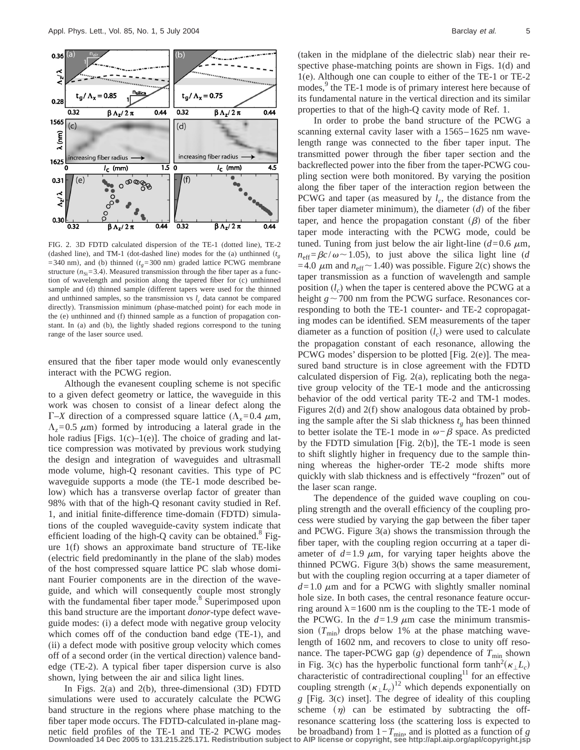FIG. 2. 3D FDTD calculated dispersion of the TE-1 (dotted line), TE-2 (dashed line), and TM-1 (dot-dashed line) modes for the (a) unthinned ($t_g$ = 340 nm), and (b) thinned ($t_g$=300 nm) graded lattice PCWG membrane structure ($n_{\mathrm{Si}}$=3.4). Measured transmission through the fiber taper as a function of wavelength and position along the tapered fiber for (c) unthinned sample and (d) thinned sample (different tapers were used for the thinned and unthinned samples, so the transmission vs $l_c$ data cannot be compared directly). Transmission minimum (phase-matched point) for each mode in the (e) unthinned and (f) thinned sample as a function of propagation constant. In (a) and (b), the lightly shaded regions correspond to the tuning range of the laser source used.

ensured that the fiber taper mode would only evanescently interact with the PCWG region.

Although the evanesent coupling scheme is not specific to a given defect geometry or lattice, the waveguide in this work was chosen to consist of a linear defect along the Γ–X direction of a compressed square lattice ($\Lambda_x$=0.4 μm, $\Lambda_z$=0.5 μm) formed by introducing a lateral grade in the hole radius [Figs. 1(c)–1(e)]. The choice of grading and lattice compression was motivated by previous work studying the design and integration of waveguides and ultrasmall mode volume, high-Q resonant cavities. This type of PC waveguide supports a mode (the TE-1 mode described below) which has a transverse overlap factor of greater than 98% with that of the high-Q resonant cavity studied in Ref. 1, and initial finite-difference time-domain (FDTD) simulations of the coupled waveguide-cavity system indicate that efficient loading of the high-Q cavity can be obtained.[8] Figure 1(f) shows an approximate band structure of TE-like (electric field predominantly in the plane of the slab) modes of the host compressed square lattice PC slab whose dominant Fourier components are in the direction of the waveguide, and which will consequently couple most strongly with the fundamental fiber taper mode.[8] Superimposed upon this band structure are the important *donor*-type defect waveguide modes: (i) a defect mode with negative group velocity which comes off of the conduction band edge (TE-1), and (ii) a defect mode with positive group velocity which comes off of a second order (in the vertical direction) valence bandedge (TE-2). A typical fiber taper dispersion curve is also shown, lying between the air and silica light lines.

In Figs. 2(a) and 2(b), three-dimensional (3D) FDTD simulations were used to accurately calculate the PCWG band structure in the regions where phase matching to the fiber taper mode occurs. The FDTD-calculated in-plane magnetic field profiles of the TE-1 and TE-2 PCWG modes (taken in the midplane of the dielectric slab) near their respective phase-matching points are shown in Figs. 1(d) and 1(e). Although one can couple to either of the TE-1 or TE-2 modes,[9] the TE-1 mode is of primary interest here because of its fundamental nature in the vertical direction and its similar properties to that of the high-Q cavity mode of Ref. 1.

In order to probe the band structure of the PCWG a scanning external cavity laser with a 1565–1625 nm wavelength range was connected to the fiber taper input. The transmitted power through the fiber taper section and the backreflected power into the fiber from the taper-PCWG coupling section were both monitored. By varying the position along the fiber taper of the interaction region between the PCWG and taper (as measured by $l_c$, the distance from the fiber taper diameter minimum), the diameter ($d$) of the fiber taper, and hence the propagation constant ($\beta$) of the fiber taper mode interacting with the PCWG mode, could be tuned. Tuning from just below the air light-line ($d$=0.6 μm, $n_{\mathrm{eff}}=\beta c/\omega \sim 1.05$), to just above the silica light line ($d$=4.0 μm and $n_{\mathrm{eff}} \sim 1.40$) was possible. Figure 2(c) shows the taper transmission as a function of wavelength and sample position ($l_c$) when the taper is centered above the PCWG at a height $g \sim 700$ nm from the PCWG surface. Resonances corresponding to both the TE-1 counter- and TE-2 copropagating modes can be identified. SEM measurements of the taper diameter as a function of position ($l_c$) were used to calculate the propagation constant of each resonance, allowing the PCWG modes' dispersion to be plotted [Fig. 2(e)]. The measured band structure is in close agreement with the FDTD calculated dispersion of Fig. 2(a), replicating both the negative group velocity of the TE-1 mode and the anticrossing behavior of the odd vertical parity TE-2 and TM-1 modes. Figures 2(d) and 2(f) show analogous data obtained by probing the sample after the Si slab thickness $t_g$ has been thinned to better isolate the TE-1 mode in $\omega-\beta$ space. As predicted by the FDTD simulation [Fig. 2(b)], the TE-1 mode is seen to shift slightly higher in frequency due to the sample thinning whereas the higher-order TE-2 mode shifts more quickly with slab thickness and is effectively "frozen" out of the laser scan range.

The dependence of the guided wave coupling on coupling strength and the overall efficiency of the coupling process were studied by varying the gap between the fiber taper and PCWG. Figure 3(a) shows the transmission through the fiber taper, with the coupling region occurring at a taper diameter of $d$=1.9 μm, for varying taper heights above the thinned PCWG. Figure 3(b) shows the same measurement, but with the coupling region occurring at a taper diameter of $d$=1.0 μm and for a PCWG with slightly smaller nominal hole size. In both cases, the central resonance feature occurring around $\lambda$=1600 nm is the coupling to the TE-1 mode of the PCWG. In the $d$=1.9 μm case the minimum transmission ($T_{\min}$) drops below 1% at the phase matching wavelength of 1602 nm, and recovers to close to unity off resonance. The taper-PCWG gap ($g$) dependence of $T_{\min}$ shown in Fig. 3(c) has the hyperbolic functional form $\tanh^2(\kappa_{\perp}L_c)$ characteristic of contradirectional coupling[11] for an effective coupling strength $(\kappa_{\perp}L_c)$[12] which depends exponentially on $g$ [Fig. 3(c) inset]. The degree of ideality of this coupling scheme ($\eta$) can be estimated by subtracting the off-resonance scattering loss (the scattering loss is expected to be broadband) from $1-T_{\min}$, and is plotted as a function of $g$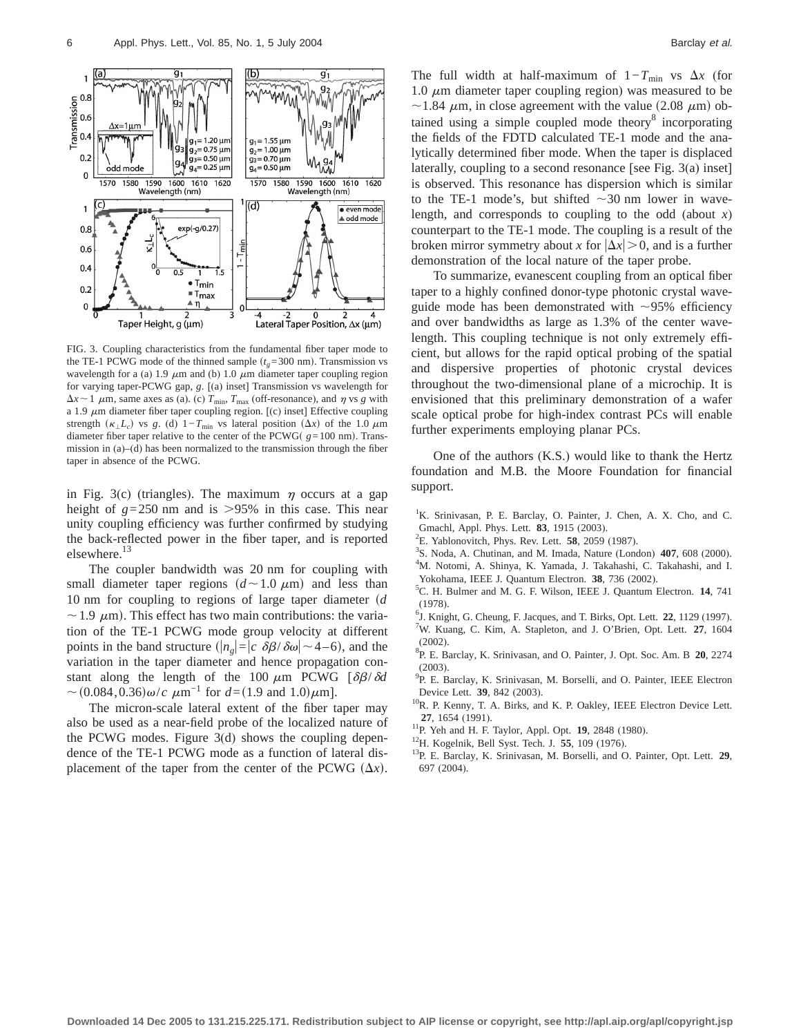(a)
g1
g2
g3
g4
Transmission
Δx=1μm
odd mode
g1= 1.20 μm
g2= 0.75 μm
g3= 0.50 μm
g4= 0.25 μm
Wavelength (nm)

(b)
g1
g2
g3
g4
g1= 1.55 μm
g2= 1.00 μm
g3= 0.70 μm
g4= 0.50 μm
Wavelength (nm)

(c)
exp(-g/0.27)
$\kappa_\perp L_c$
Tmin
Tmax
η
Taper Height, g (μm)

(d)
even mode
odd mode
1 - Tmin
Lateral Taper Position, Δx (μm)

FIG. 3. Coupling characteristics from the fundamental fiber taper mode to the TE-1 PCWG mode of the thinned sample ($t_g$=300 nm). Transmission vs wavelength for a (a) 1.9 μm and (b) 1.0 μm diameter taper coupling region for varying taper-PCWG gap, $g$. [(a) inset] Transmission vs wavelength for $\Delta x \sim 1$ μm, same axes as (a). (c) $T_{\min}$, $T_{\max}$ (off-resonance), and $\eta$ vs $g$ with a 1.9 μm diameter fiber taper coupling region. [(c) inset] Effective coupling strength ($\kappa_\perp L_c$) vs $g$. (d) $1-T_{\min}$ vs lateral position ($\Delta x$) of the 1.0 μm diameter fiber taper relative to the center of the PCWG( $g$=100 nm). Transmission in (a)–(d) has been normalized to the transmission through the fiber taper in absence of the PCWG.

in Fig. 3(c) (triangles). The maximum $\eta$ occurs at a gap height of $g$=250 nm and is >95% in this case. This near unity coupling efficiency was further confirmed by studying the back-reflected power in the fiber taper, and is reported elsewhere.[13]

The coupler bandwidth was 20 nm for coupling with small diameter taper regions ($d \sim 1.0$ μm) and less than 10 nm for coupling to regions of large taper diameter ($d \sim 1.9$ μm). This effect has two main contributions: the variation of the TE-1 PCWG mode group velocity at different points in the band structure ($|n_g| = |c\ \delta\beta/\delta\omega| \sim 4$–$6$), and the variation in the taper diameter and hence propagation constant along the length of the 100 μm PCWG [$\delta\beta/\delta d \sim (0.084, 0.36)\omega/c\ \mu\text{m}^{-1}$ for $d$=(1.9 and 1.0)μm].

The micron-scale lateral extent of the fiber taper may also be used as a near-field probe of the localized nature of the PCWG modes. Figure 3(d) shows the coupling dependence of the TE-1 PCWG mode as a function of lateral displacement of the taper from the center of the PCWG ($\Delta x$). The full width at half-maximum of $1-T_{\min}$ vs $\Delta x$ (for 1.0 μm diameter taper coupling region) was measured to be ~1.84 μm, in close agreement with the value (2.08 μm) obtained using a simple coupled mode theory[8] incorporating the fields of the FDTD calculated TE-1 mode and the analytically determined fiber mode. When the taper is displaced laterally, coupling to a second resonance [see Fig. 3(a) inset] is observed. This resonance has dispersion which is similar to the TE-1 mode's, but shifted ~30 nm lower in wavelength, and corresponds to coupling to the odd (about $x$) counterpart to the TE-1 mode. The coupling is a result of the broken mirror symmetry about $x$ for $|\Delta x| > 0$, and is a further demonstration of the local nature of the taper probe.

To summarize, evanescent coupling from an optical fiber taper to a highly confined donor-type photonic crystal waveguide mode has been demonstrated with ~95% efficiency and over bandwidths as large as 1.3% of the center wavelength. This coupling technique is not only extremely efficient, but allows for the rapid optical probing of the spatial and dispersive properties of photonic crystal devices throughout the two-dimensional plane of a microchip. It is envisioned that this preliminary demonstration of a wafer scale optical probe for high-index contrast PCs will enable further experiments employing planar PCs.

One of the authors (K.S.) would like to thank the Hertz foundation and M.B. the Moore Foundation for financial support.

[1] K. Srinivasan, P. E. Barclay, O. Painter, J. Chen, A. X. Cho, and C. Gmachl, Appl. Phys. Lett. **83**, 1915 (2003).
[2] E. Yablonovitch, Phys. Rev. Lett. **58**, 2059 (1987).
[3] S. Noda, A. Chutinan, and M. Imada, Nature (London) **407**, 608 (2000).
[4] M. Notomi, A. Shinya, K. Yamada, J. Takahashi, C. Takahashi, and I. Yokohama, IEEE J. Quantum Electron. **38**, 736 (2002).
[5] C. H. Bulmer and M. G. F. Wilson, IEEE J. Quantum Electron. **14**, 741 (1978).
[6] J. Knight, G. Cheung, F. Jacques, and T. Birks, Opt. Lett. **22**, 1129 (1997).
[7] W. Kuang, C. Kim, A. Stapleton, and J. O'Brien, Opt. Lett. **27**, 1604 (2002).
[8] P. E. Barclay, K. Srinivasan, and O. Painter, J. Opt. Soc. Am. B **20**, 2274 (2003).
[9] P. E. Barclay, K. Srinivasan, M. Borselli, and O. Painter, IEEE Electron Device Lett. **39**, 842 (2003).
[10] R. P. Kenny, T. A. Birks, and K. P. Oakley, IEEE Electron Device Lett. **27**, 1654 (1991).
[11] P. Yeh and H. F. Taylor, Appl. Opt. **19**, 2848 (1980).
[12] H. Kogelnik, Bell Syst. Tech. J. **55**, 109 (1976).
[13] P. E. Barclay, K. Srinivasan, M. Borselli, and O. Painter, Opt. Lett. **29**, 697 (2004).